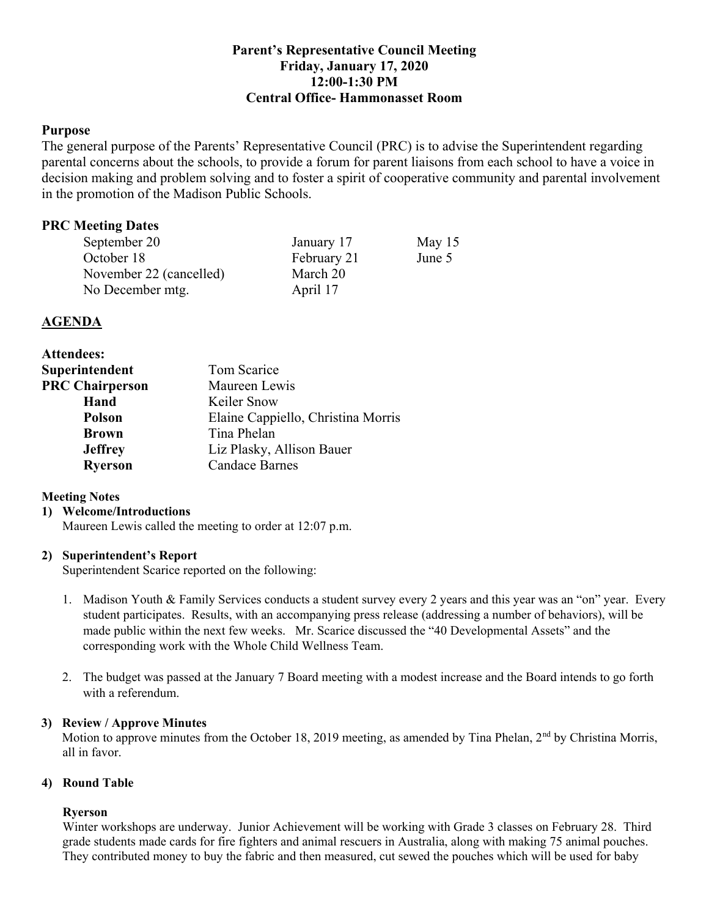**Parent's Representative Council Meeting**
**Friday, January 17, 2020**
**12:00-1:30 PM**
**Central Office- Hammonasset Room**

## Purpose

The general purpose of the Parents' Representative Council (PRC) is to advise the Superintendent regarding parental concerns about the schools, to provide a forum for parent liaisons from each school to have a voice in decision making and problem solving and to foster a spirit of cooperative community and parental involvement in the promotion of the Madison Public Schools.

## PRC Meeting Dates

| | | |
|---|---|---|
| September 20 | January 17 | May 15 |
| October 18 | February 21 | June 5 |
| November 22 (cancelled) | March 20 | |
| No December mtg. | April 17 | |

## AGENDA

**Attendees:**

| | |
|---|---|
| **Superintendent** | Tom Scarice |
| **PRC Chairperson** | Maureen Lewis |
| **Hand** | Keiler Snow |
| **Polson** | Elaine Cappiello, Christina Morris |
| **Brown** | Tina Phelan |
| **Jeffrey** | Liz Plasky, Allison Bauer |
| **Ryerson** | Candace Barnes |

### Meeting Notes

**1) Welcome/Introductions**

Maureen Lewis called the meeting to order at 12:07 p.m.

**2) Superintendent's Report**

Superintendent Scarice reported on the following:

1. Madison Youth & Family Services conducts a student survey every 2 years and this year was an "on" year. Every student participates. Results, with an accompanying press release (addressing a number of behaviors), will be made public within the next few weeks. Mr. Scarice discussed the "40 Developmental Assets" and the corresponding work with the Whole Child Wellness Team.
2. The budget was passed at the January 7 Board meeting with a modest increase and the Board intends to go forth with a referendum.

**3) Review / Approve Minutes**

Motion to approve minutes from the October 18, 2019 meeting, as amended by Tina Phelan, 2nd by Christina Morris, all in favor.

**4) Round Table**

**Ryerson**

Winter workshops are underway. Junior Achievement will be working with Grade 3 classes on February 28. Third grade students made cards for fire fighters and animal rescuers in Australia, along with making 75 animal pouches. They contributed money to buy the fabric and then measured, cut sewed the pouches which will be used for baby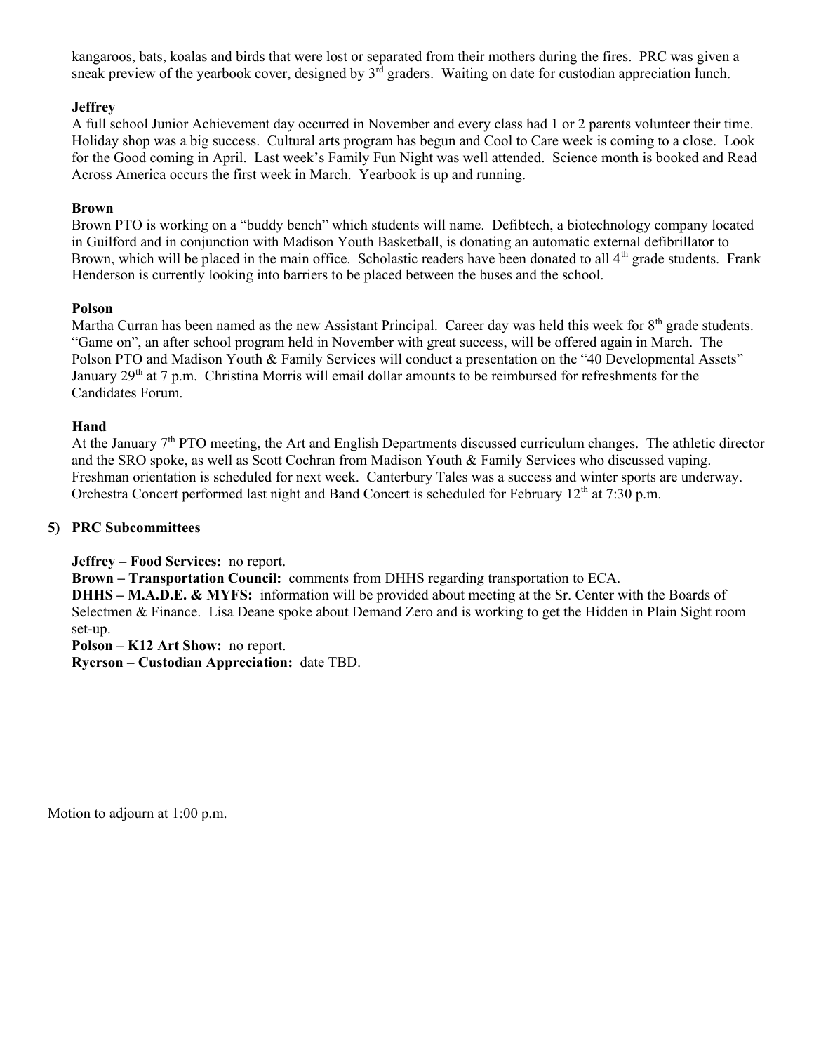kangaroos, bats, koalas and birds that were lost or separated from their mothers during the fires. PRC was given a sneak preview of the yearbook cover, designed by 3rd graders. Waiting on date for custodian appreciation lunch.

**Jeffrey**

A full school Junior Achievement day occurred in November and every class had 1 or 2 parents volunteer their time. Holiday shop was a big success. Cultural arts program has begun and Cool to Care week is coming to a close. Look for the Good coming in April. Last week's Family Fun Night was well attended. Science month is booked and Read Across America occurs the first week in March. Yearbook is up and running.

**Brown**

Brown PTO is working on a "buddy bench" which students will name. Defibtech, a biotechnology company located in Guilford and in conjunction with Madison Youth Basketball, is donating an automatic external defibrillator to Brown, which will be placed in the main office. Scholastic readers have been donated to all 4th grade students. Frank Henderson is currently looking into barriers to be placed between the buses and the school.

**Polson**

Martha Curran has been named as the new Assistant Principal. Career day was held this week for 8th grade students. "Game on", an after school program held in November with great success, will be offered again in March. The Polson PTO and Madison Youth & Family Services will conduct a presentation on the "40 Developmental Assets" January 29th at 7 p.m. Christina Morris will email dollar amounts to be reimbursed for refreshments for the Candidates Forum.

**Hand**

At the January 7th PTO meeting, the Art and English Departments discussed curriculum changes. The athletic director and the SRO spoke, as well as Scott Cochran from Madison Youth & Family Services who discussed vaping. Freshman orientation is scheduled for next week. Canterbury Tales was a success and winter sports are underway. Orchestra Concert performed last night and Band Concert is scheduled for February 12th at 7:30 p.m.

**5) PRC Subcommittees**

**Jeffrey – Food Services:** no report.
**Brown – Transportation Council:** comments from DHHS regarding transportation to ECA.
**DHHS – M.A.D.E. & MYFS:** information will be provided about meeting at the Sr. Center with the Boards of Selectmen & Finance. Lisa Deane spoke about Demand Zero and is working to get the Hidden in Plain Sight room set-up.
**Polson – K12 Art Show:** no report.
**Ryerson – Custodian Appreciation:** date TBD.

Motion to adjourn at 1:00 p.m.